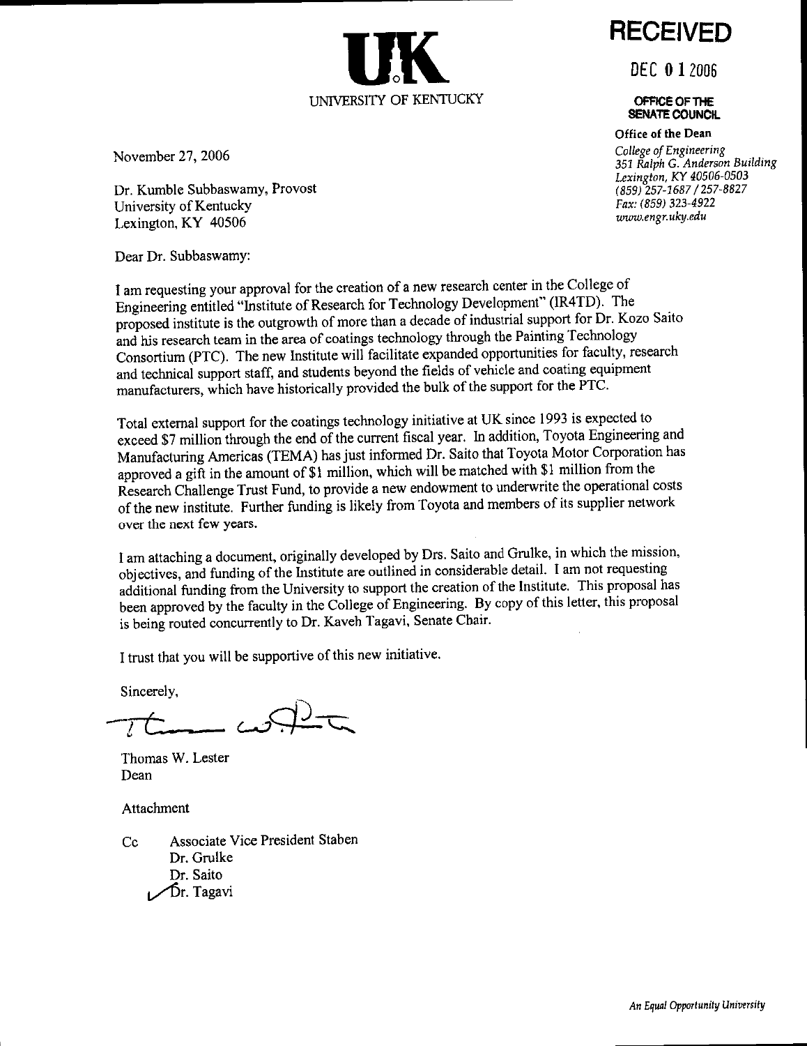**UK**
UNIVERSITY OF KENTUCKY

**RECEIVED**

DEC 0 1 2006

**OFFICE OF THE SENATE COUNCIL**

**Office of the Dean**

*College of Engineering*
*351 Ralph G. Anderson Building*
*Lexington, KY 40506-0503*
*(859) 257-1687 / 257-8827*
*Fax: (859) 323-4922*
*www.engr.uky.edu*

November 27, 2006

Dr. Kumble Subbaswamy, Provost
University of Kentucky
Lexington, KY 40506

Dear Dr. Subbaswamy:

I am requesting your approval for the creation of a new research center in the College of Engineering entitled "Institute of Research for Technology Development" (IR4TD). The proposed institute is the outgrowth of more than a decade of industrial support for Dr. Kozo Saito and his research team in the area of coatings technology through the Painting Technology Consortium (PTC). The new Institute will facilitate expanded opportunities for faculty, research and technical support staff, and students beyond the fields of vehicle and coating equipment manufacturers, which have historically provided the bulk of the support for the PTC.

Total external support for the coatings technology initiative at UK since 1993 is expected to exceed $7 million through the end of the current fiscal year. In addition, Toyota Engineering and Manufacturing Americas (TEMA) has just informed Dr. Saito that Toyota Motor Corporation has approved a gift in the amount of $1 million, which will be matched with $1 million from the Research Challenge Trust Fund, to provide a new endowment to underwrite the operational costs of the new institute. Further funding is likely from Toyota and members of its supplier network over the next few years.

I am attaching a document, originally developed by Drs. Saito and Grulke, in which the mission, objectives, and funding of the Institute are outlined in considerable detail. I am not requesting additional funding from the University to support the creation of the Institute. This proposal has been approved by the faculty in the College of Engineering. By copy of this letter, this proposal is being routed concurrently to Dr. Kaveh Tagavi, Senate Chair.

I trust that you will be supportive of this new initiative.

Sincerely,

Thomas W. Lester
Dean

Attachment

Cc Associate Vice President Staben
Dr. Grulke
Dr. Saito
✓Dr. Tagavi

*An Equal Opportunity University*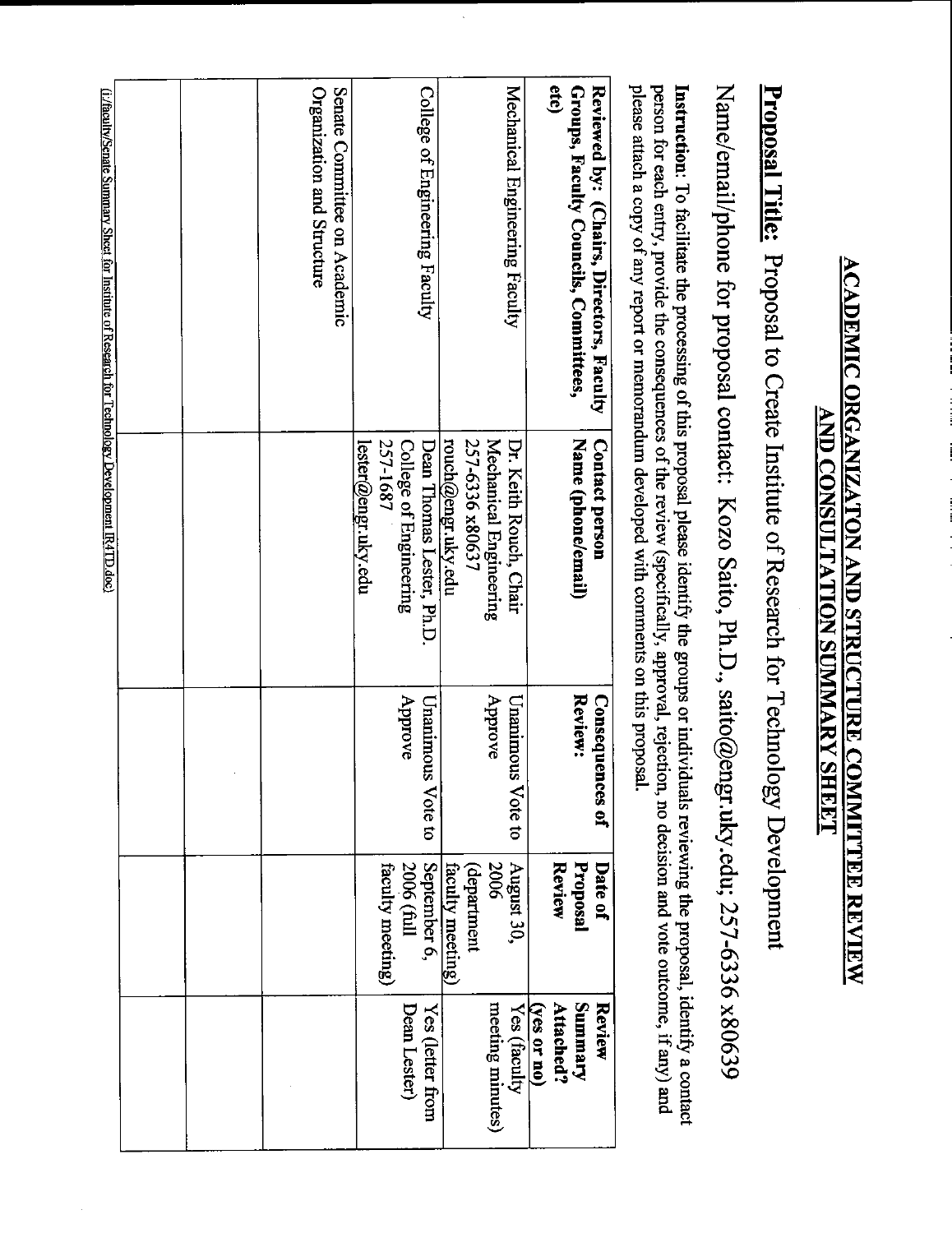# ACADEMIC ORGANIZATON AND STRUCTURE COMMITTEE REVIEW AND CONSULTATION SUMMARY SHEET

**Proposal Title:** Proposal to Create Institute of Research for Technology Development

Name/email/phone for proposal contact: Kozo Saito, Ph.D., saito@engr.uky.edu; 257-6336 x80639

**Instruction**: To facilitate the processing of this proposal please identify the groups or individuals reviewing the proposal, identify a contact person for each entry, provide the consequences of the review (specifically, approval, rejection, no decision and vote outcome, if any) and please attach a copy of any report or memorandum developed with comments on this proposal.

| **Reviewed by: (Chairs, Directors, Faculty Groups, Faculty Councils, Committees, etc)** | **Contact person Name (phone/email)** | **Consequences of Review:** | **Date of Proposal Review** | **Review Summary Attached? (yes or no)** |
|---|---|---|---|---|
| Mechanical Engineering Faculty | Dr. Keith Rouch, Chair Mechanical Engineering 257-6336 x80637 rouch@engr.uky.edu | Unanimous Vote to Approve | August 30, 2006 (department faculty meeting) | Yes (faculty meeting minutes) |
| College of Engineering Faculty | Dean Thomas Lester, Ph.D. College of Engineering 257-1687 lester@engr.uky.edu | Unanimous Vote to Approve | September 6, 2006 (full faculty meeting) | Yes (letter from Dean Lester) |
| Senate Committee on Academic Organization and Structure | | | | |
| | | | | |
| | | | | |

(i:/faculty/Senate Summary Sheet for Institute of Research for Technology Development IR4TD.doc)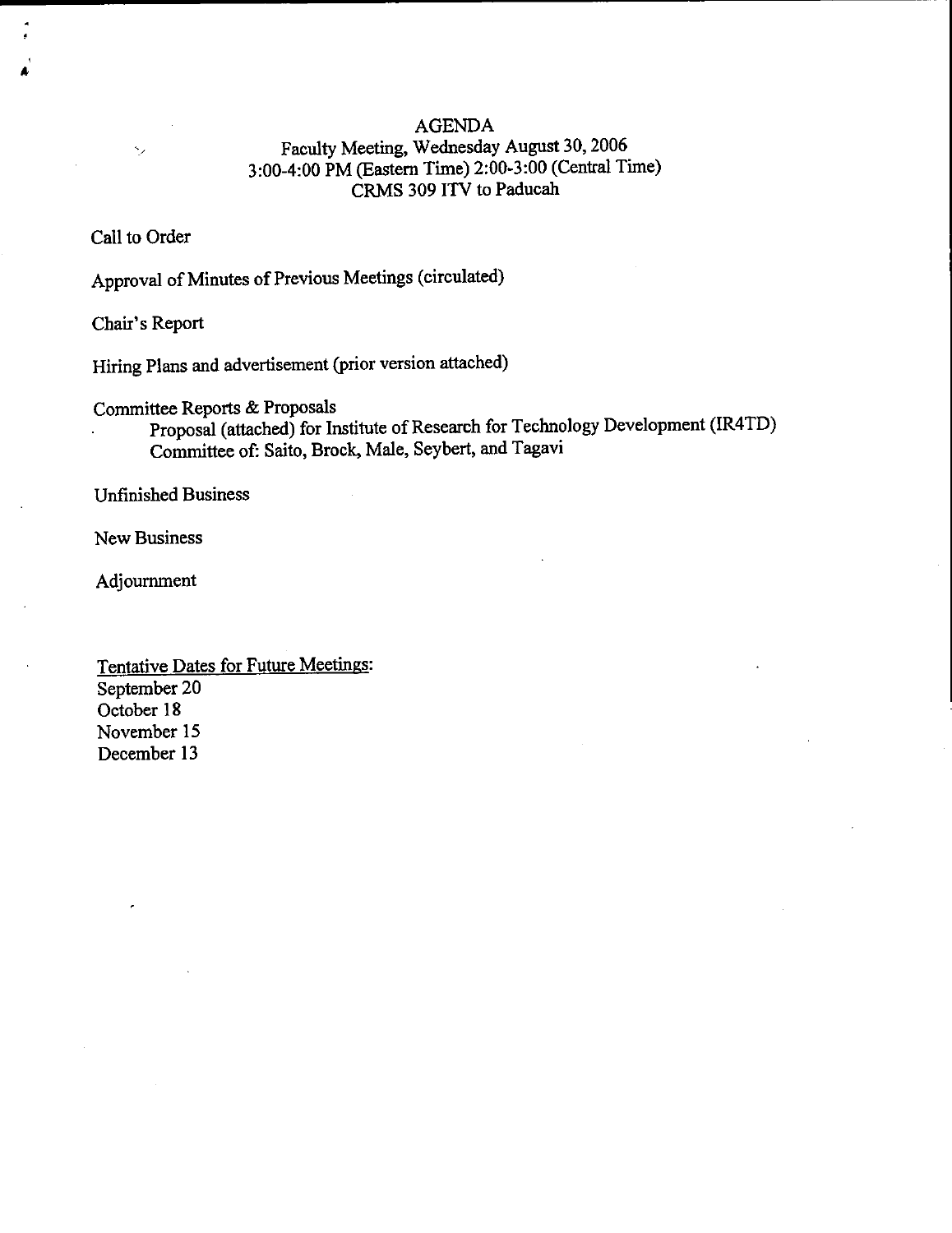# AGENDA

Faculty Meeting, Wednesday August 30, 2006
3:00-4:00 PM (Eastern Time) 2:00-3:00 (Central Time)
CRMS 309 ITV to Paducah

Call to Order

Approval of Minutes of Previous Meetings (circulated)

Chair's Report

Hiring Plans and advertisement (prior version attached)

Committee Reports & Proposals

- Proposal (attached) for Institute of Research for Technology Development (IR4TD)
  Committee of: Saito, Brock, Male, Seybert, and Tagavi

Unfinished Business

New Business

Adjournment

<u>Tentative Dates for Future Meetings</u>:
September 20
October 18
November 15
December 13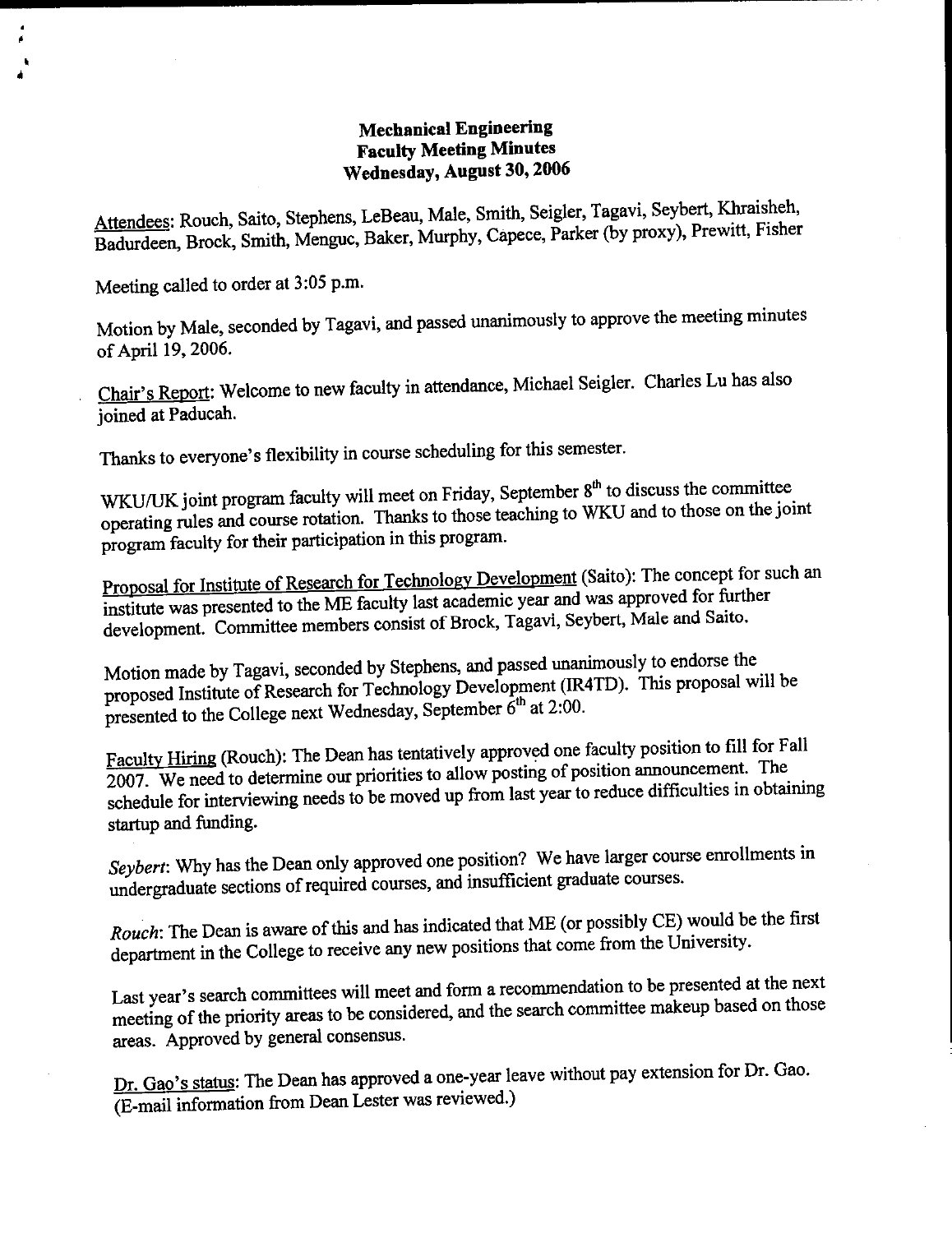**Mechanical Engineering**
**Faculty Meeting Minutes**
**Wednesday, August 30, 2006**

Attendees: Rouch, Saito, Stephens, LeBeau, Male, Smith, Seigler, Tagavi, Seybert, Khraisheh, Badurdeen, Brock, Smith, Menguc, Baker, Murphy, Capece, Parker (by proxy), Prewitt, Fisher

Meeting called to order at 3:05 p.m.

Motion by Male, seconded by Tagavi, and passed unanimously to approve the meeting minutes of April 19, 2006.

Chair's Report: Welcome to new faculty in attendance, Michael Seigler. Charles Lu has also joined at Paducah.

Thanks to everyone's flexibility in course scheduling for this semester.

WKU/UK joint program faculty will meet on Friday, September 8th to discuss the committee operating rules and course rotation. Thanks to those teaching to WKU and to those on the joint program faculty for their participation in this program.

Proposal for Institute of Research for Technology Development (Saito): The concept for such an institute was presented to the ME faculty last academic year and was approved for further development. Committee members consist of Brock, Tagavi, Seybert, Male and Saito.

Motion made by Tagavi, seconded by Stephens, and passed unanimously to endorse the proposed Institute of Research for Technology Development (IR4TD). This proposal will be presented to the College next Wednesday, September 6th at 2:00.

Faculty Hiring (Rouch): The Dean has tentatively approved one faculty position to fill for Fall 2007. We need to determine our priorities to allow posting of position announcement. The schedule for interviewing needs to be moved up from last year to reduce difficulties in obtaining startup and funding.

*Seybert*: Why has the Dean only approved one position? We have larger course enrollments in undergraduate sections of required courses, and insufficient graduate courses.

*Rouch*: The Dean is aware of this and has indicated that ME (or possibly CE) would be the first department in the College to receive any new positions that come from the University.

Last year's search committees will meet and form a recommendation to be presented at the next meeting of the priority areas to be considered, and the search committee makeup based on those areas. Approved by general consensus.

Dr. Gao's status: The Dean has approved a one-year leave without pay extension for Dr. Gao. (E-mail information from Dean Lester was reviewed.)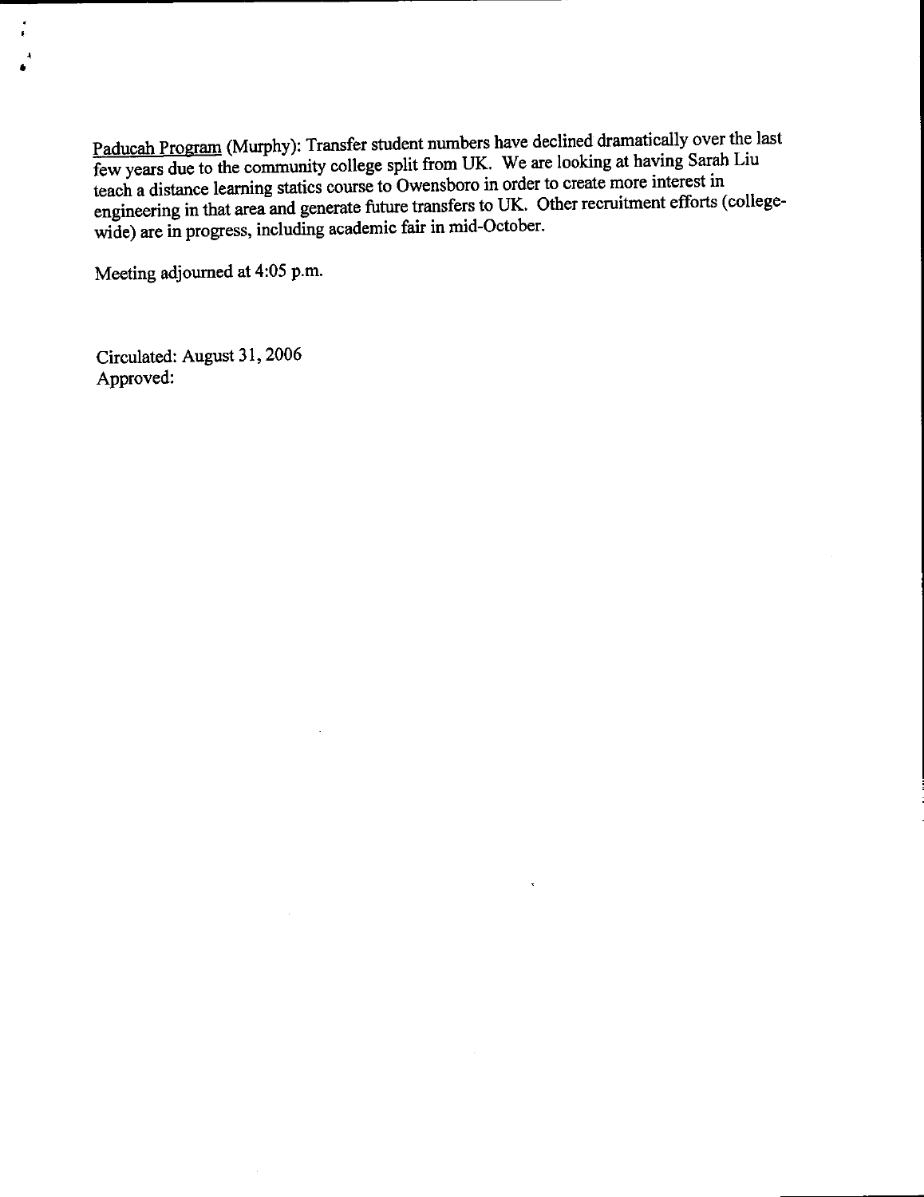<u>Paducah Program</u> (Murphy): Transfer student numbers have declined dramatically over the last few years due to the community college split from UK. We are looking at having Sarah Liu teach a distance learning statics course to Owensboro in order to create more interest in engineering in that area and generate future transfers to UK. Other recruitment efforts (college-wide) are in progress, including academic fair in mid-October.

Meeting adjourned at 4:05 p.m.

Circulated: August 31, 2006
Approved: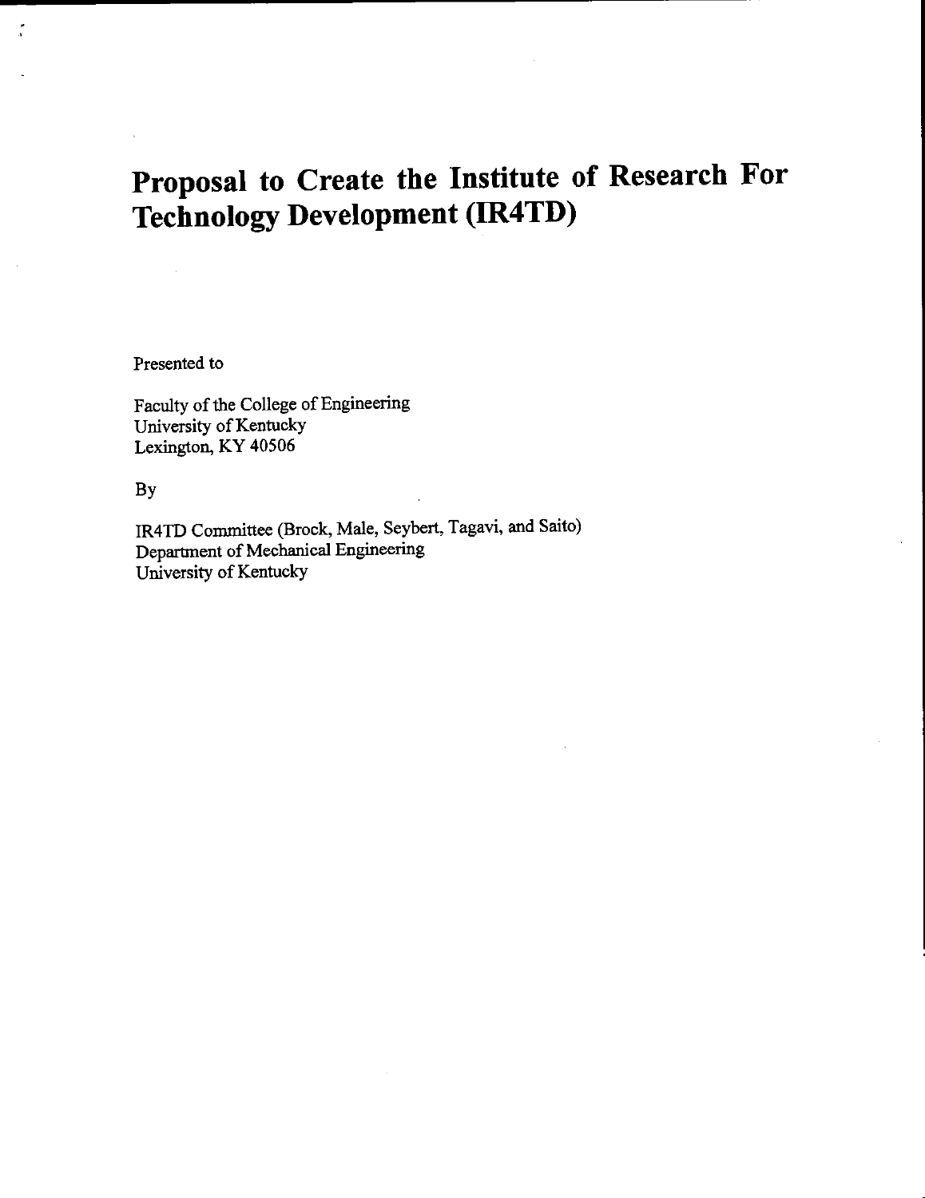# Proposal to Create the Institute of Research For Technology Development (IR4TD)

Presented to

Faculty of the College of Engineering
University of Kentucky
Lexington, KY 40506

By

IR4TD Committee (Brock, Male, Seybert, Tagavi, and Saito)
Department of Mechanical Engineering
University of Kentucky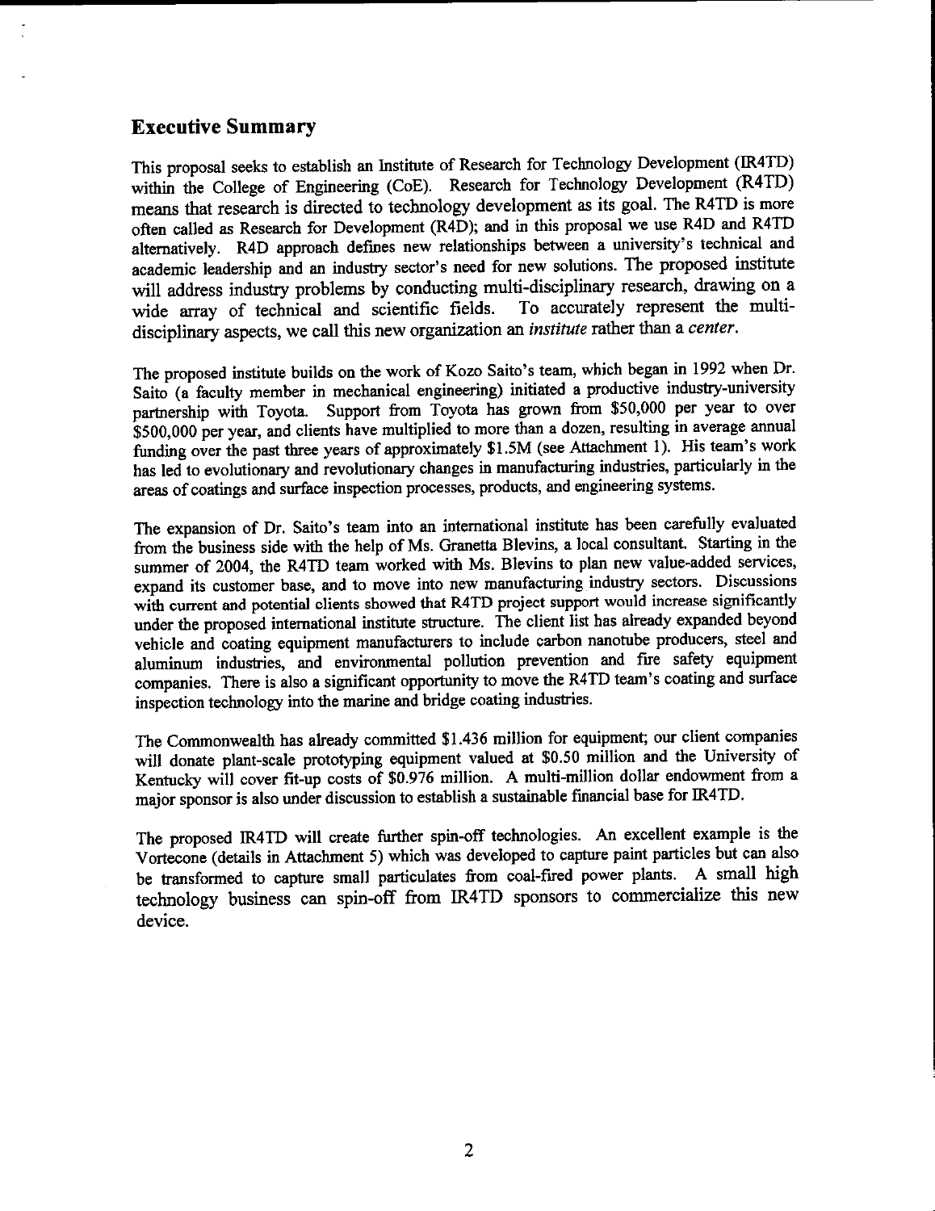## Executive Summary

This proposal seeks to establish an Institute of Research for Technology Development (IR4TD) within the College of Engineering (CoE). Research for Technology Development (R4TD) means that research is directed to technology development as its goal. The R4TD is more often called as Research for Development (R4D); and in this proposal we use R4D and R4TD alternatively. R4D approach defines new relationships between a university's technical and academic leadership and an industry sector's need for new solutions. The proposed institute will address industry problems by conducting multi-disciplinary research, drawing on a wide array of technical and scientific fields. To accurately represent the multi-disciplinary aspects, we call this new organization an *institute* rather than a *center*.

The proposed institute builds on the work of Kozo Saito's team, which began in 1992 when Dr. Saito (a faculty member in mechanical engineering) initiated a productive industry-university partnership with Toyota. Support from Toyota has grown from $50,000 per year to over $500,000 per year, and clients have multiplied to more than a dozen, resulting in average annual funding over the past three years of approximately $1.5M (see Attachment 1). His team's work has led to evolutionary and revolutionary changes in manufacturing industries, particularly in the areas of coatings and surface inspection processes, products, and engineering systems.

The expansion of Dr. Saito's team into an international institute has been carefully evaluated from the business side with the help of Ms. Granetta Blevins, a local consultant. Starting in the summer of 2004, the R4TD team worked with Ms. Blevins to plan new value-added services, expand its customer base, and to move into new manufacturing industry sectors. Discussions with current and potential clients showed that R4TD project support would increase significantly under the proposed international institute structure. The client list has already expanded beyond vehicle and coating equipment manufacturers to include carbon nanotube producers, steel and aluminum industries, and environmental pollution prevention and fire safety equipment companies. There is also a significant opportunity to move the R4TD team's coating and surface inspection technology into the marine and bridge coating industries.

The Commonwealth has already committed $1.436 million for equipment; our client companies will donate plant-scale prototyping equipment valued at $0.50 million and the University of Kentucky will cover fit-up costs of $0.976 million. A multi-million dollar endowment from a major sponsor is also under discussion to establish a sustainable financial base for IR4TD.

The proposed IR4TD will create further spin-off technologies. An excellent example is the Vortecone (details in Attachment 5) which was developed to capture paint particles but can also be transformed to capture small particulates from coal-fired power plants. A small high technology business can spin-off from IR4TD sponsors to commercialize this new device.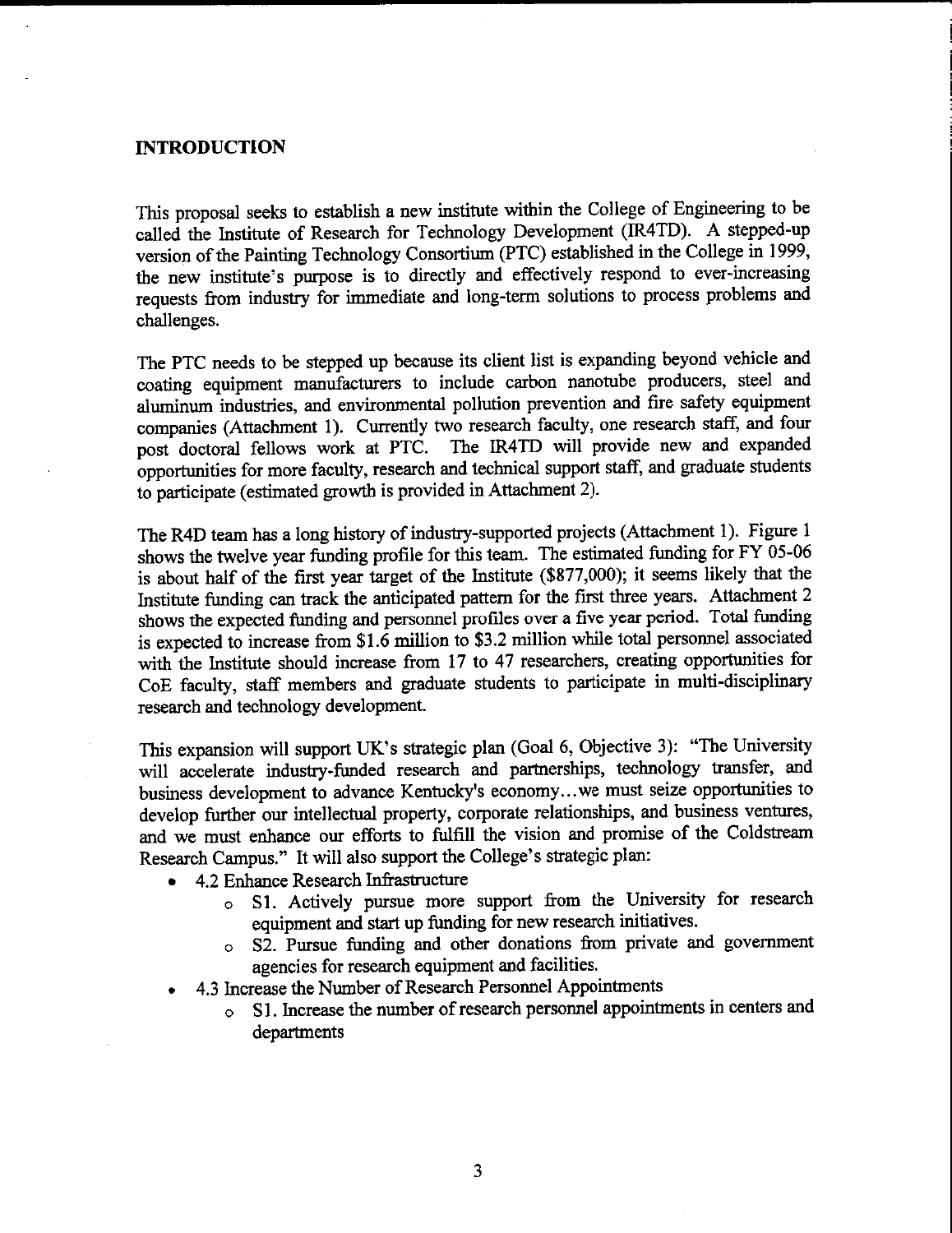## INTRODUCTION

This proposal seeks to establish a new institute within the College of Engineering to be called the Institute of Research for Technology Development (IR4TD). A stepped-up version of the Painting Technology Consortium (PTC) established in the College in 1999, the new institute's purpose is to directly and effectively respond to ever-increasing requests from industry for immediate and long-term solutions to process problems and challenges.

The PTC needs to be stepped up because its client list is expanding beyond vehicle and coating equipment manufacturers to include carbon nanotube producers, steel and aluminum industries, and environmental pollution prevention and fire safety equipment companies (Attachment 1). Currently two research faculty, one research staff, and four post doctoral fellows work at PTC. The IR4TD will provide new and expanded opportunities for more faculty, research and technical support staff, and graduate students to participate (estimated growth is provided in Attachment 2).

The R4D team has a long history of industry-supported projects (Attachment 1). Figure 1 shows the twelve year funding profile for this team. The estimated funding for FY 05-06 is about half of the first year target of the Institute ($877,000); it seems likely that the Institute funding can track the anticipated pattern for the first three years. Attachment 2 shows the expected funding and personnel profiles over a five year period. Total funding is expected to increase from $1.6 million to $3.2 million while total personnel associated with the Institute should increase from 17 to 47 researchers, creating opportunities for CoE faculty, staff members and graduate students to participate in multi-disciplinary research and technology development.

This expansion will support UK's strategic plan (Goal 6, Objective 3): "The University will accelerate industry-funded research and partnerships, technology transfer, and business development to advance Kentucky's economy…we must seize opportunities to develop further our intellectual property, corporate relationships, and business ventures, and we must enhance our efforts to fulfill the vision and promise of the Coldstream Research Campus." It will also support the College's strategic plan:

- 4.2 Enhance Research Infrastructure
  - S1. Actively pursue more support from the University for research equipment and start up funding for new research initiatives.
  - S2. Pursue funding and other donations from private and government agencies for research equipment and facilities.
- 4.3 Increase the Number of Research Personnel Appointments
  - S1. Increase the number of research personnel appointments in centers and departments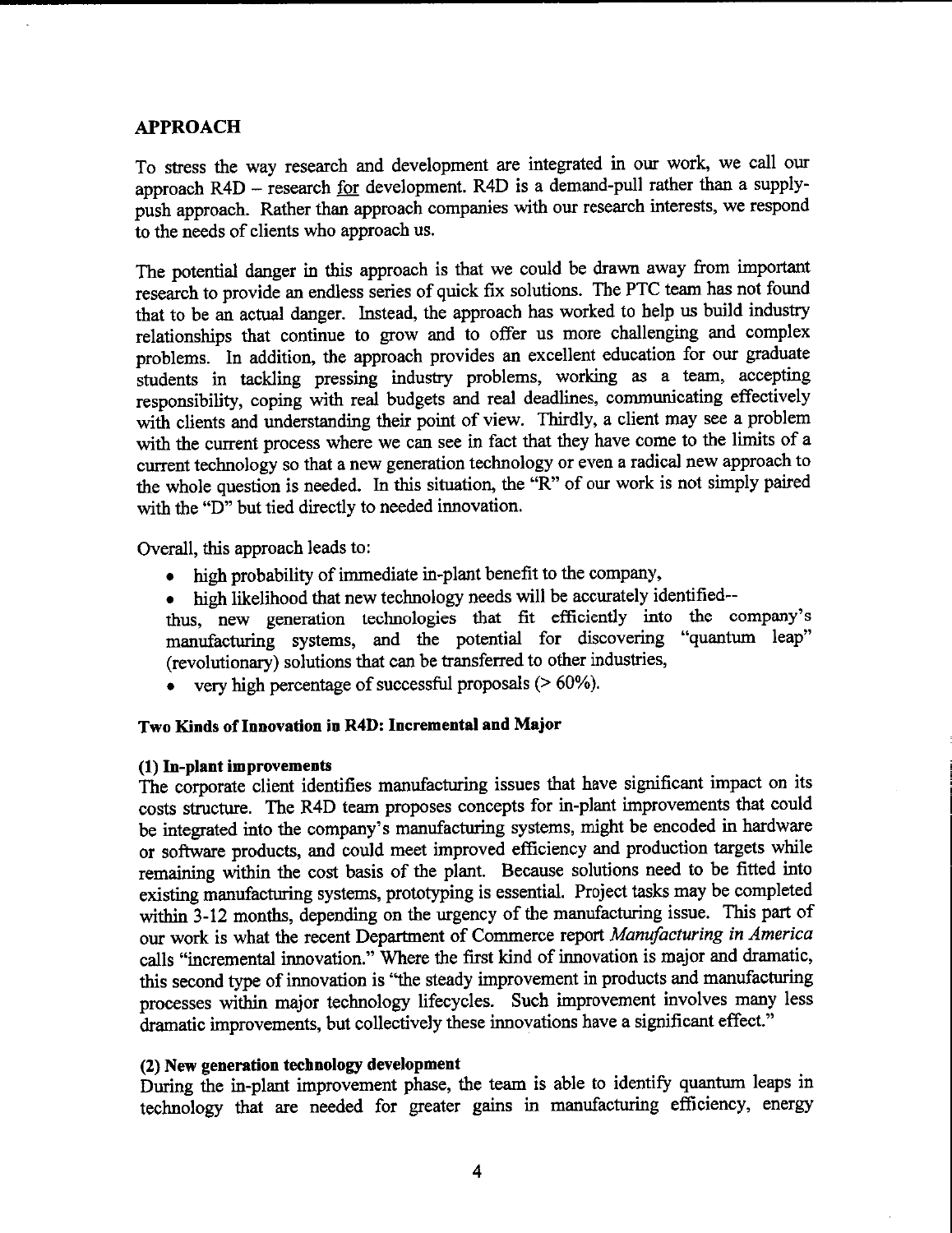## APPROACH

To stress the way research and development are integrated in our work, we call our approach R4D – research <u>for</u> development. R4D is a demand-pull rather than a supply-push approach. Rather than approach companies with our research interests, we respond to the needs of clients who approach us.

The potential danger in this approach is that we could be drawn away from important research to provide an endless series of quick fix solutions. The PTC team has not found that to be an actual danger. Instead, the approach has worked to help us build industry relationships that continue to grow and to offer us more challenging and complex problems. In addition, the approach provides an excellent education for our graduate students in tackling pressing industry problems, working as a team, accepting responsibility, coping with real budgets and real deadlines, communicating effectively with clients and understanding their point of view. Thirdly, a client may see a problem with the current process where we can see in fact that they have come to the limits of a current technology so that a new generation technology or even a radical new approach to the whole question is needed. In this situation, the "R" of our work is not simply paired with the "D" but tied directly to needed innovation.

Overall, this approach leads to:

- high probability of immediate in-plant benefit to the company,
- high likelihood that new technology needs will be accurately identified--

thus, new generation technologies that fit efficiently into the company's manufacturing systems, and the potential for discovering "quantum leap" (revolutionary) solutions that can be transferred to other industries,

- very high percentage of successful proposals (> 60%).

### Two Kinds of Innovation in R4D: Incremental and Major

**(1) In-plant improvements**

The corporate client identifies manufacturing issues that have significant impact on its costs structure. The R4D team proposes concepts for in-plant improvements that could be integrated into the company's manufacturing systems, might be encoded in hardware or software products, and could meet improved efficiency and production targets while remaining within the cost basis of the plant. Because solutions need to be fitted into existing manufacturing systems, prototyping is essential. Project tasks may be completed within 3-12 months, depending on the urgency of the manufacturing issue. This part of our work is what the recent Department of Commerce report *Manufacturing in America* calls "incremental innovation." Where the first kind of innovation is major and dramatic, this second type of innovation is "the steady improvement in products and manufacturing processes within major technology lifecycles. Such improvement involves many less dramatic improvements, but collectively these innovations have a significant effect."

**(2) New generation technology development**

During the in-plant improvement phase, the team is able to identify quantum leaps in technology that are needed for greater gains in manufacturing efficiency, energy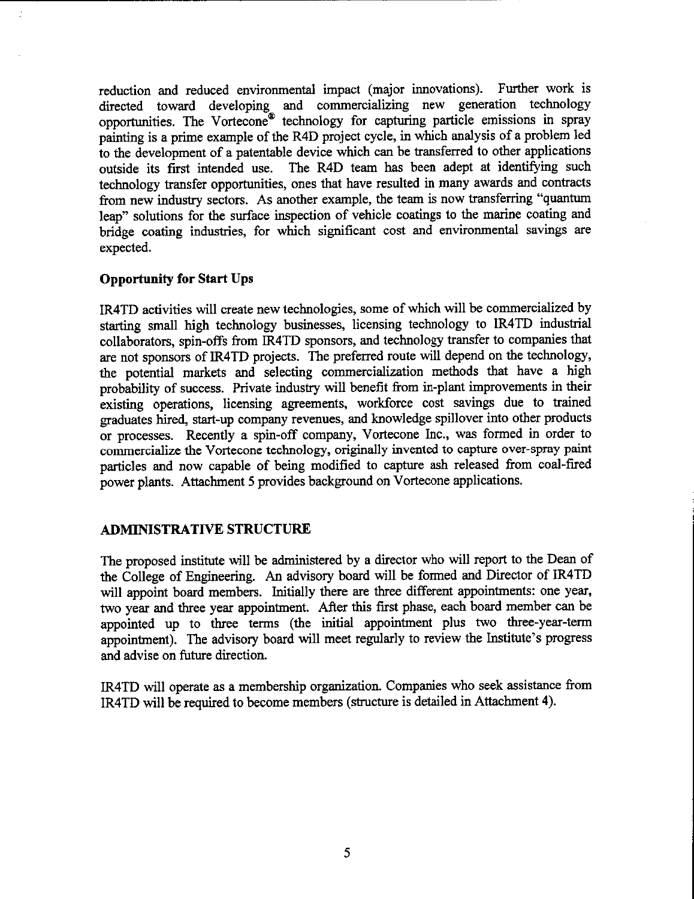reduction and reduced environmental impact (major innovations). Further work is directed toward developing and commercializing new generation technology opportunities. The Vortecone® technology for capturing particle emissions in spray painting is a prime example of the R4D project cycle, in which analysis of a problem led to the development of a patentable device which can be transferred to other applications outside its first intended use. The R4D team has been adept at identifying such technology transfer opportunities, ones that have resulted in many awards and contracts from new industry sectors. As another example, the team is now transferring "quantum leap" solutions for the surface inspection of vehicle coatings to the marine coating and bridge coating industries, for which significant cost and environmental savings are expected.

**Opportunity for Start Ups**

IR4TD activities will create new technologies, some of which will be commercialized by starting small high technology businesses, licensing technology to IR4TD industrial collaborators, spin-offs from IR4TD sponsors, and technology transfer to companies that are not sponsors of IR4TD projects. The preferred route will depend on the technology, the potential markets and selecting commercialization methods that have a high probability of success. Private industry will benefit from in-plant improvements in their existing operations, licensing agreements, workforce cost savings due to trained graduates hired, start-up company revenues, and knowledge spillover into other products or processes. Recently a spin-off company, Vortecone Inc., was formed in order to commercialize the Vortecone technology, originally invented to capture over-spray paint particles and now capable of being modified to capture ash released from coal-fired power plants. Attachment 5 provides background on Vortecone applications.

## ADMINISTRATIVE STRUCTURE

The proposed institute will be administered by a director who will report to the Dean of the College of Engineering. An advisory board will be formed and Director of IR4TD will appoint board members. Initially there are three different appointments: one year, two year and three year appointment. After this first phase, each board member can be appointed up to three terms (the initial appointment plus two three-year-term appointment). The advisory board will meet regularly to review the Institute's progress and advise on future direction.

IR4TD will operate as a membership organization. Companies who seek assistance from IR4TD will be required to become members (structure is detailed in Attachment 4).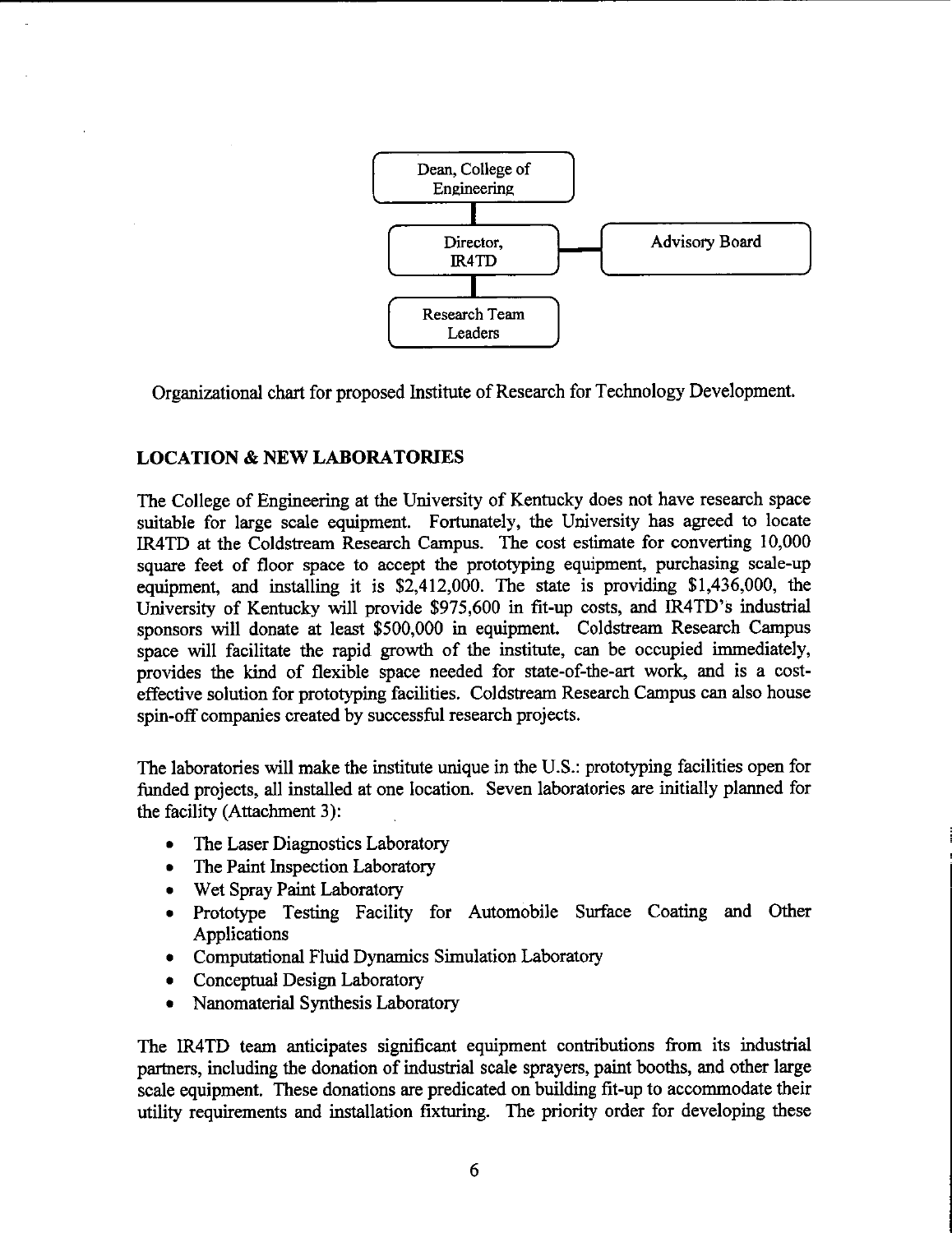Dean, College of Engineering

Director, IR4TD

Advisory Board

Research Team Leaders

Organizational chart for proposed Institute of Research for Technology Development.

## LOCATION & NEW LABORATORIES

The College of Engineering at the University of Kentucky does not have research space suitable for large scale equipment. Fortunately, the University has agreed to locate IR4TD at the Coldstream Research Campus. The cost estimate for converting 10,000 square feet of floor space to accept the prototyping equipment, purchasing scale-up equipment, and installing it is $2,412,000. The state is providing $1,436,000, the University of Kentucky will provide $975,600 in fit-up costs, and IR4TD's industrial sponsors will donate at least $500,000 in equipment. Coldstream Research Campus space will facilitate the rapid growth of the institute, can be occupied immediately, provides the kind of flexible space needed for state-of-the-art work, and is a cost-effective solution for prototyping facilities. Coldstream Research Campus can also house spin-off companies created by successful research projects.

The laboratories will make the institute unique in the U.S.: prototyping facilities open for funded projects, all installed at one location. Seven laboratories are initially planned for the facility (Attachment 3):

- The Laser Diagnostics Laboratory
- The Paint Inspection Laboratory
- Wet Spray Paint Laboratory
- Prototype Testing Facility for Automobile Surface Coating and Other Applications
- Computational Fluid Dynamics Simulation Laboratory
- Conceptual Design Laboratory
- Nanomaterial Synthesis Laboratory

The IR4TD team anticipates significant equipment contributions from its industrial partners, including the donation of industrial scale sprayers, paint booths, and other large scale equipment. These donations are predicated on building fit-up to accommodate their utility requirements and installation fixturing. The priority order for developing these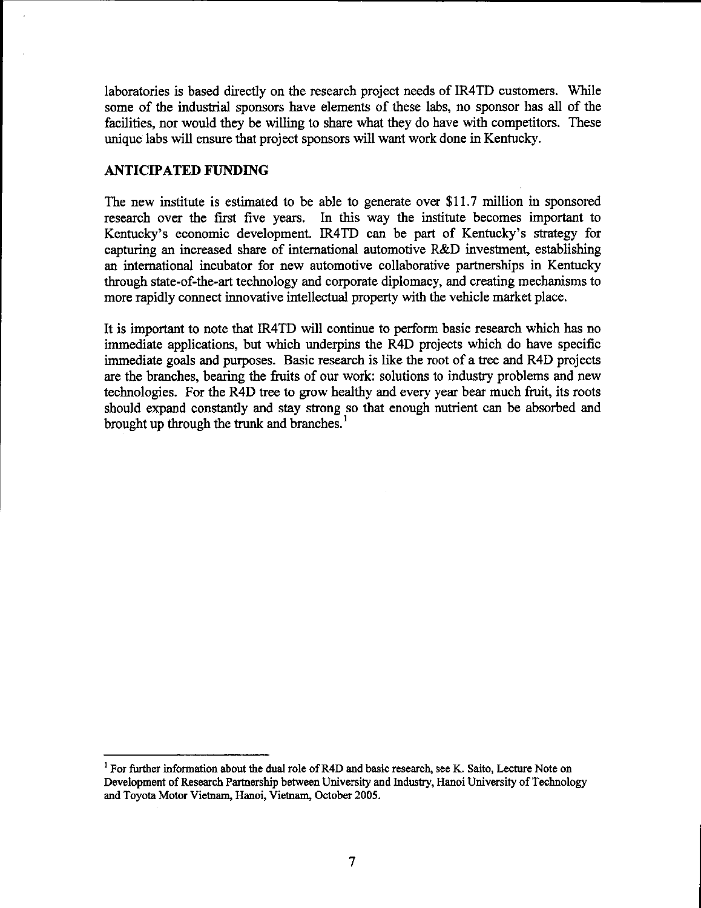laboratories is based directly on the research project needs of IR4TD customers. While some of the industrial sponsors have elements of these labs, no sponsor has all of the facilities, nor would they be willing to share what they do have with competitors. These unique labs will ensure that project sponsors will want work done in Kentucky.

## ANTICIPATED FUNDING

The new institute is estimated to be able to generate over $11.7 million in sponsored research over the first five years. In this way the institute becomes important to Kentucky's economic development. IR4TD can be part of Kentucky's strategy for capturing an increased share of international automotive R&D investment, establishing an international incubator for new automotive collaborative partnerships in Kentucky through state-of-the-art technology and corporate diplomacy, and creating mechanisms to more rapidly connect innovative intellectual property with the vehicle market place.

It is important to note that IR4TD will continue to perform basic research which has no immediate applications, but which underpins the R4D projects which do have specific immediate goals and purposes. Basic research is like the root of a tree and R4D projects are the branches, bearing the fruits of our work: solutions to industry problems and new technologies. For the R4D tree to grow healthy and every year bear much fruit, its roots should expand constantly and stay strong so that enough nutrient can be absorbed and brought up through the trunk and branches.[1]

---

[1] For further information about the dual role of R4D and basic research, see K. Saito, Lecture Note on Development of Research Partnership between University and Industry, Hanoi University of Technology and Toyota Motor Vietnam, Hanoi, Vietnam, October 2005.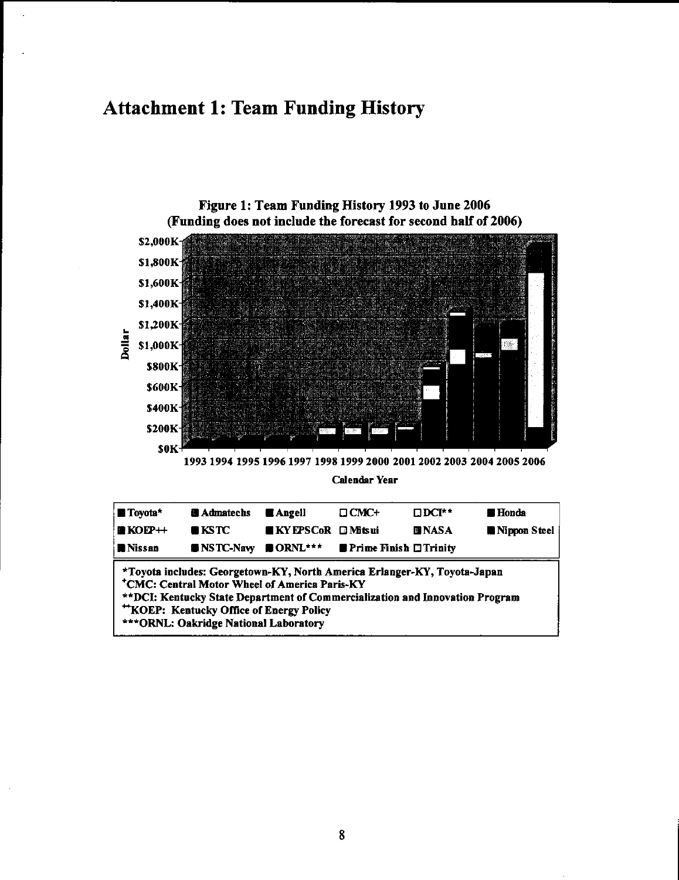# Attachment 1: Team Funding History

**Figure 1: Team Funding History 1993 to June 2006**
**(Funding does not include the forecast for second half of 2006)**

| ■ Toyota* | ■ Admatechs | ■ Angell | □ CMC+ | □ DCI** | ■ Honda |
|---|---|---|---|---|---|
| ■ KOEP++ | ■ KSTC | ■ KY EPSCoR | □ Mitsui | ■ NASA | ■ Nippon Steel |
| ■ Nissan | ■ NSTC-Navy | ■ ORNL*** | ■ Prime Finish | □ Trinity | |

*Toyota includes: Georgetown-KY, North America Erlanger-KY, Toyota-Japan
+CMC: Central Motor Wheel of America Paris-KY
**DCI: Kentucky State Department of Commercialization and Innovation Program
++KOEP: Kentucky Office of Energy Policy
***ORNL: Oakridge National Laboratory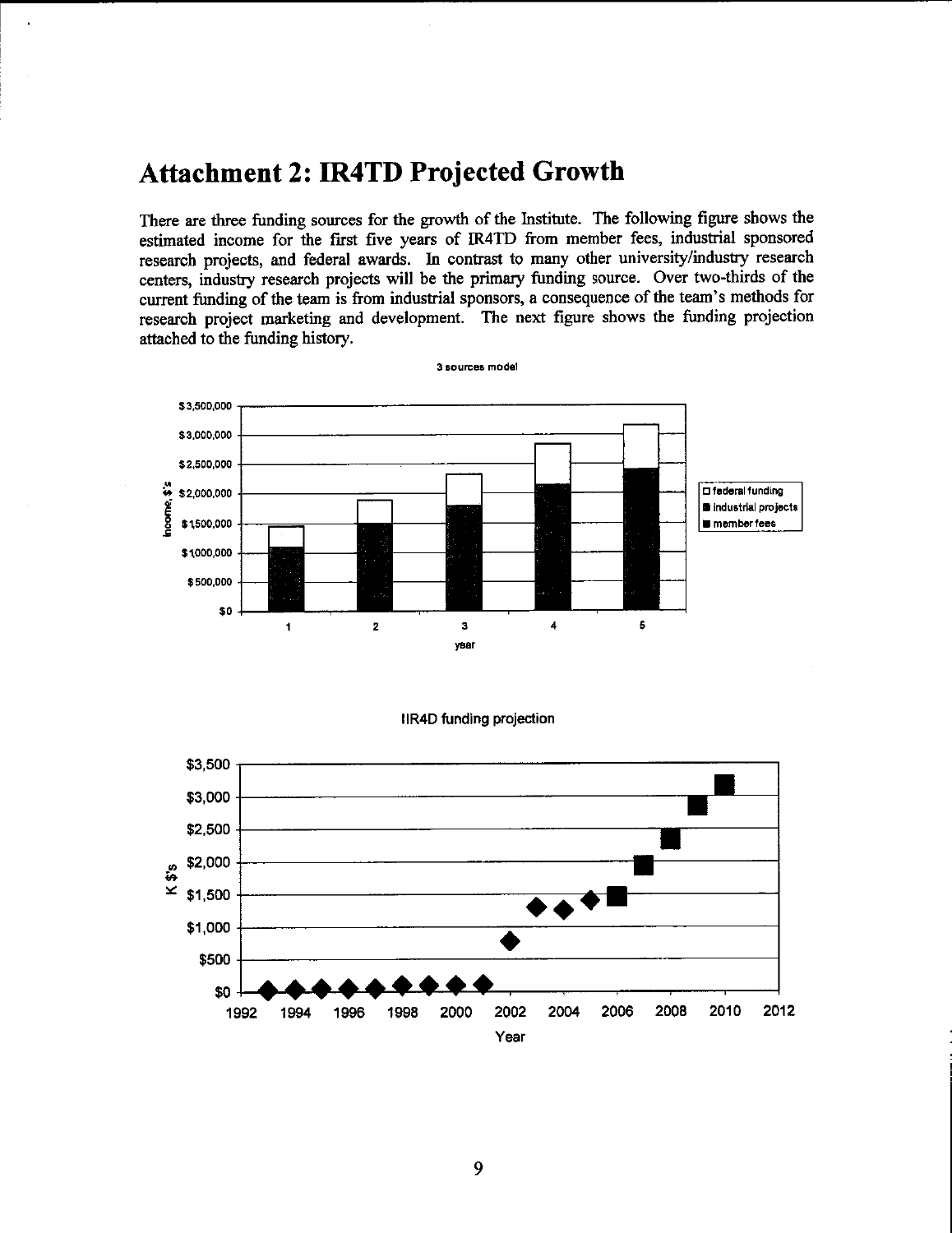# Attachment 2: IR4TD Projected Growth

There are three funding sources for the growth of the Institute. The following figure shows the estimated income for the first five years of IR4TD from member fees, industrial sponsored research projects, and federal awards. In contrast to many other university/industry research centers, industry research projects will be the primary funding source. Over two-thirds of the current funding of the team is from industrial sponsors, a consequence of the team's methods for research project marketing and development. The next figure shows the funding projection attached to the funding history.

3 sources model

IIR4D funding projection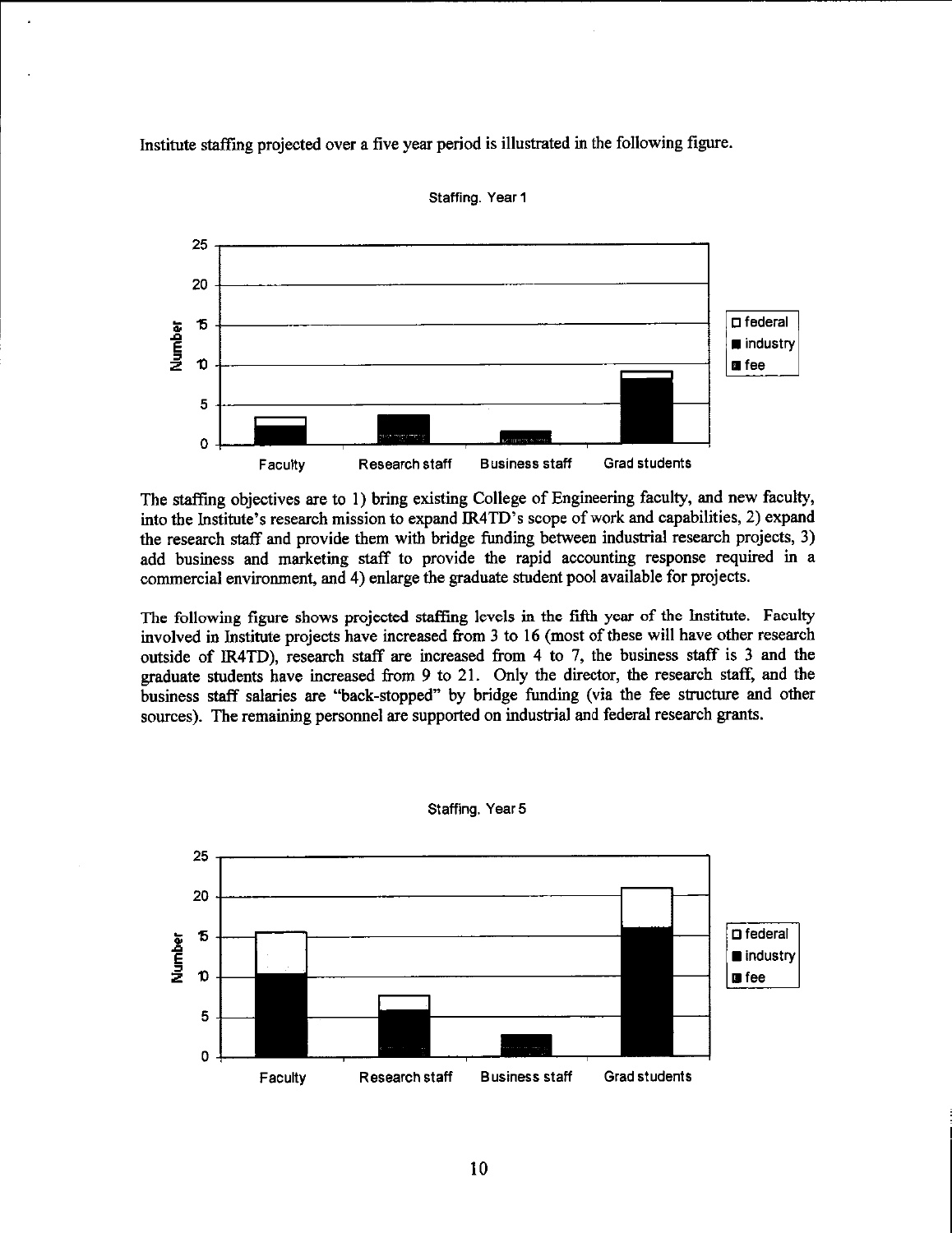Institute staffing projected over a five year period is illustrated in the following figure.

Staffing. Year 1

The staffing objectives are to 1) bring existing College of Engineering faculty, and new faculty, into the Institute's research mission to expand IR4TD's scope of work and capabilities, 2) expand the research staff and provide them with bridge funding between industrial research projects, 3) add business and marketing staff to provide the rapid accounting response required in a commercial environment, and 4) enlarge the graduate student pool available for projects.

The following figure shows projected staffing levels in the fifth year of the Institute. Faculty involved in Institute projects have increased from 3 to 16 (most of these will have other research outside of IR4TD), research staff are increased from 4 to 7, the business staff is 3 and the graduate students have increased from 9 to 21. Only the director, the research staff, and the business staff salaries are "back-stopped" by bridge funding (via the fee structure and other sources). The remaining personnel are supported on industrial and federal research grants.

Staffing. Year 5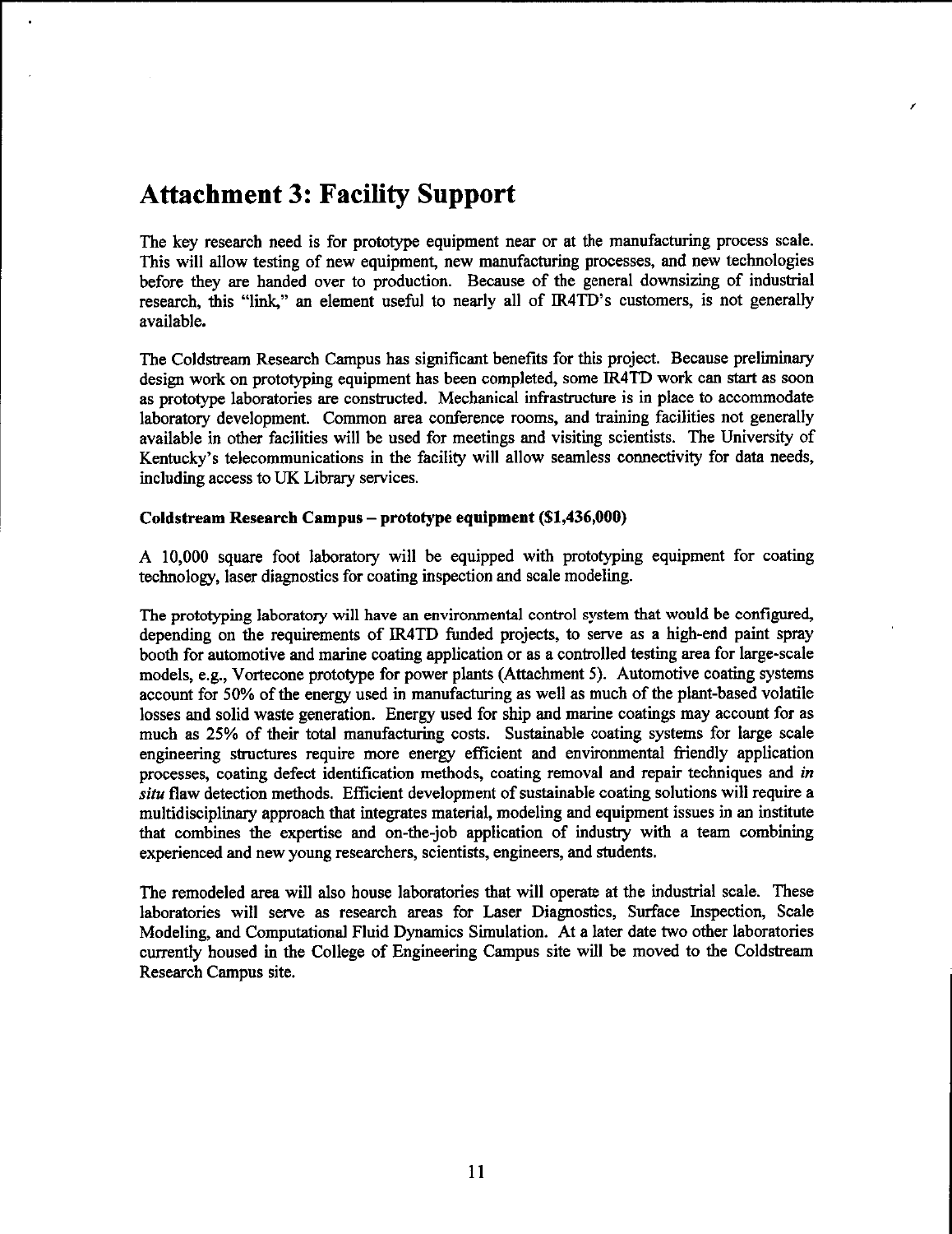# Attachment 3: Facility Support

The key research need is for prototype equipment near or at the manufacturing process scale. This will allow testing of new equipment, new manufacturing processes, and new technologies before they are handed over to production. Because of the general downsizing of industrial research, this "link," an element useful to nearly all of IR4TD's customers, is not generally available.

The Coldstream Research Campus has significant benefits for this project. Because preliminary design work on prototyping equipment has been completed, some IR4TD work can start as soon as prototype laboratories are constructed. Mechanical infrastructure is in place to accommodate laboratory development. Common area conference rooms, and training facilities not generally available in other facilities will be used for meetings and visiting scientists. The University of Kentucky's telecommunications in the facility will allow seamless connectivity for data needs, including access to UK Library services.

**Coldstream Research Campus – prototype equipment ($1,436,000)**

A 10,000 square foot laboratory will be equipped with prototyping equipment for coating technology, laser diagnostics for coating inspection and scale modeling.

The prototyping laboratory will have an environmental control system that would be configured, depending on the requirements of IR4TD funded projects, to serve as a high-end paint spray booth for automotive and marine coating application or as a controlled testing area for large-scale models, e.g., Vortecone prototype for power plants (Attachment 5). Automotive coating systems account for 50% of the energy used in manufacturing as well as much of the plant-based volatile losses and solid waste generation. Energy used for ship and marine coatings may account for as much as 25% of their total manufacturing costs. Sustainable coating systems for large scale engineering structures require more energy efficient and environmental friendly application processes, coating defect identification methods, coating removal and repair techniques and *in situ* flaw detection methods. Efficient development of sustainable coating solutions will require a multidisciplinary approach that integrates material, modeling and equipment issues in an institute that combines the expertise and on-the-job application of industry with a team combining experienced and new young researchers, scientists, engineers, and students.

The remodeled area will also house laboratories that will operate at the industrial scale. These laboratories will serve as research areas for Laser Diagnostics, Surface Inspection, Scale Modeling, and Computational Fluid Dynamics Simulation. At a later date two other laboratories currently housed in the College of Engineering Campus site will be moved to the Coldstream Research Campus site.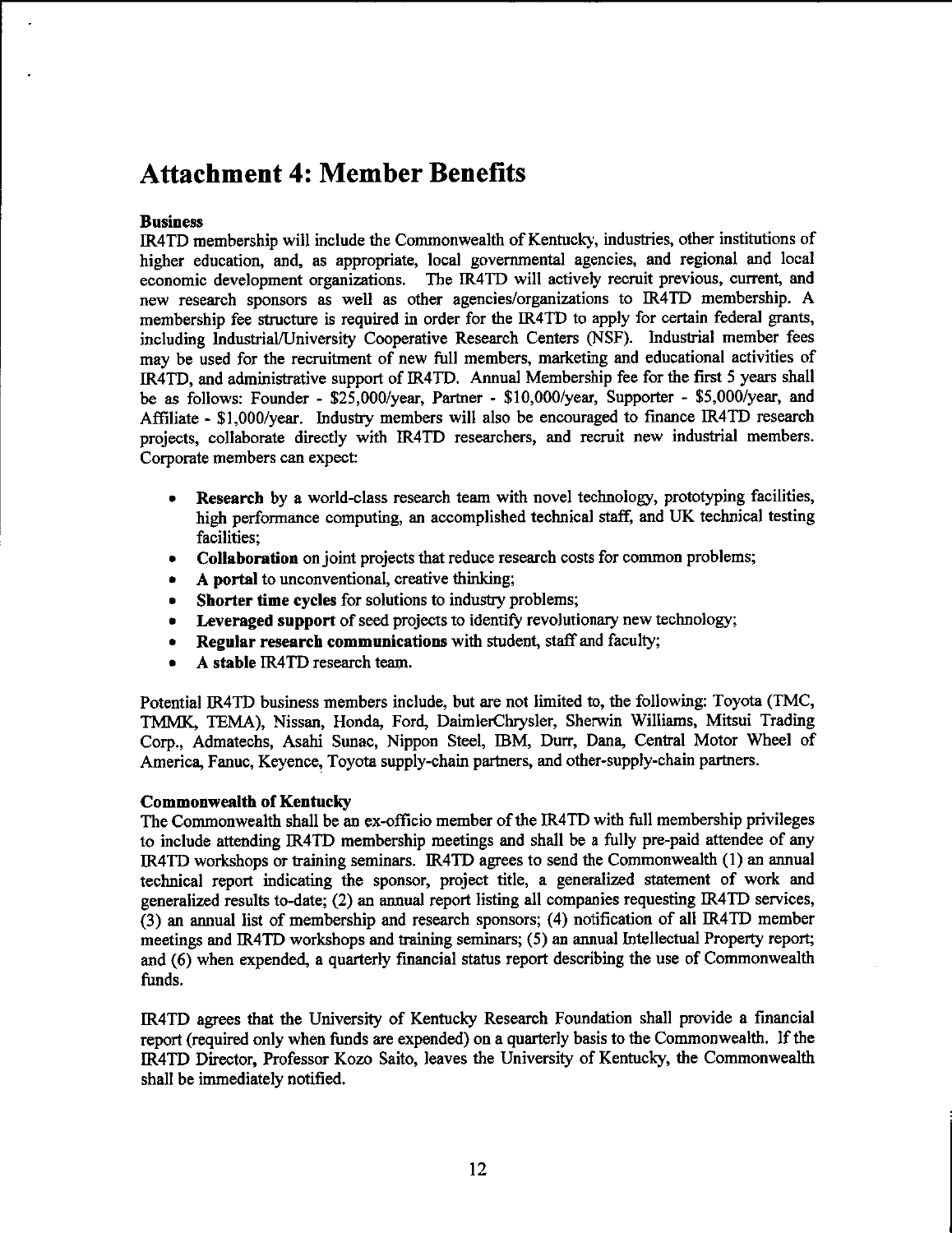# Attachment 4: Member Benefits

**Business**

IR4TD membership will include the Commonwealth of Kentucky, industries, other institutions of higher education, and, as appropriate, local governmental agencies, and regional and local economic development organizations. The IR4TD will actively recruit previous, current, and new research sponsors as well as other agencies/organizations to IR4TD membership. A membership fee structure is required in order for the IR4TD to apply for certain federal grants, including Industrial/University Cooperative Research Centers (NSF). Industrial member fees may be used for the recruitment of new full members, marketing and educational activities of IR4TD, and administrative support of IR4TD. Annual Membership fee for the first 5 years shall be as follows: Founder - $25,000/year, Partner - $10,000/year, Supporter - $5,000/year, and Affiliate - $1,000/year. Industry members will also be encouraged to finance IR4TD research projects, collaborate directly with IR4TD researchers, and recruit new industrial members. Corporate members can expect:

- **Research** by a world-class research team with novel technology, prototyping facilities, high performance computing, an accomplished technical staff, and UK technical testing facilities;
- **Collaboration** on joint projects that reduce research costs for common problems;
- **A portal** to unconventional, creative thinking;
- **Shorter time cycles** for solutions to industry problems;
- **Leveraged support** of seed projects to identify revolutionary new technology;
- **Regular research communications** with student, staff and faculty;
- **A stable** IR4TD research team.

Potential IR4TD business members include, but are not limited to, the following: Toyota (TMC, TMMK, TEMA), Nissan, Honda, Ford, DaimlerChrysler, Sherwin Williams, Mitsui Trading Corp., Admatechs, Asahi Sunac, Nippon Steel, IBM, Durr, Dana, Central Motor Wheel of America, Fanuc, Keyence, Toyota supply-chain partners, and other-supply-chain partners.

**Commonwealth of Kentucky**

The Commonwealth shall be an ex-officio member of the IR4TD with full membership privileges to include attending IR4TD membership meetings and shall be a fully pre-paid attendee of any IR4TD workshops or training seminars. IR4TD agrees to send the Commonwealth (1) an annual technical report indicating the sponsor, project title, a generalized statement of work and generalized results to-date; (2) an annual report listing all companies requesting IR4TD services, (3) an annual list of membership and research sponsors; (4) notification of all IR4TD member meetings and IR4TD workshops and training seminars; (5) an annual Intellectual Property report; and (6) when expended, a quarterly financial status report describing the use of Commonwealth funds.

IR4TD agrees that the University of Kentucky Research Foundation shall provide a financial report (required only when funds are expended) on a quarterly basis to the Commonwealth. If the IR4TD Director, Professor Kozo Saito, leaves the University of Kentucky, the Commonwealth shall be immediately notified.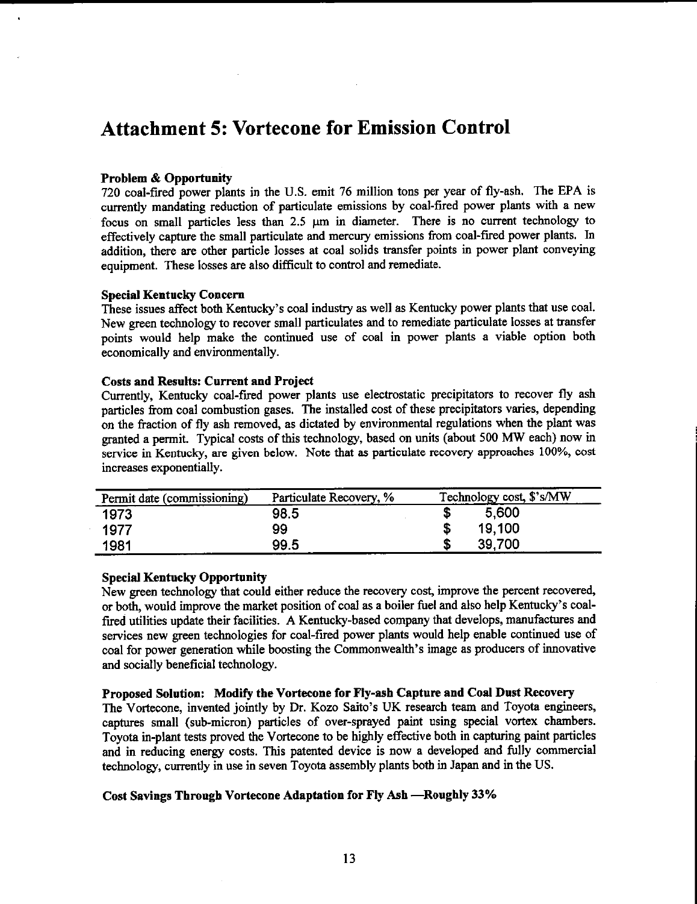# Attachment 5: Vortecone for Emission Control

**Problem & Opportunity**

720 coal-fired power plants in the U.S. emit 76 million tons per year of fly-ash. The EPA is currently mandating reduction of particulate emissions by coal-fired power plants with a new focus on small particles less than 2.5 μm in diameter. There is no current technology to effectively capture the small particulate and mercury emissions from coal-fired power plants. In addition, there are other particle losses at coal solids transfer points in power plant conveying equipment. These losses are also difficult to control and remediate.

**Special Kentucky Concern**

These issues affect both Kentucky's coal industry as well as Kentucky power plants that use coal. New green technology to recover small particulates and to remediate particulate losses at transfer points would help make the continued use of coal in power plants a viable option both economically and environmentally.

**Costs and Results: Current and Project**

Currently, Kentucky coal-fired power plants use electrostatic precipitators to recover fly ash particles from coal combustion gases. The installed cost of these precipitators varies, depending on the fraction of fly ash removed, as dictated by environmental regulations when the plant was granted a permit. Typical costs of this technology, based on units (about 500 MW each) now in service in Kentucky, are given below. Note that as particulate recovery approaches 100%, cost increases exponentially.

| Permit date (commissioning) | Particulate Recovery, % | Technology cost, $'s/MW |
|---|---|---|
| 1973 | 98.5 | $ 5,600 |
| 1977 | 99 | $ 19,100 |
| 1981 | 99.5 | $ 39,700 |

**Special Kentucky Opportunity**

New green technology that could either reduce the recovery cost, improve the percent recovered, or both, would improve the market position of coal as a boiler fuel and also help Kentucky's coal-fired utilities update their facilities. A Kentucky-based company that develops, manufactures and services new green technologies for coal-fired power plants would help enable continued use of coal for power generation while boosting the Commonwealth's image as producers of innovative and socially beneficial technology.

**Proposed Solution: Modify the Vortecone for Fly-ash Capture and Coal Dust Recovery**

The Vortecone, invented jointly by Dr. Kozo Saito's UK research team and Toyota engineers, captures small (sub-micron) particles of over-sprayed paint using special vortex chambers. Toyota in-plant tests proved the Vortecone to be highly effective both in capturing paint particles and in reducing energy costs. This patented device is now a developed and fully commercial technology, currently in use in seven Toyota assembly plants both in Japan and in the US.

**Cost Savings Through Vortecone Adaptation for Fly Ash —Roughly 33%**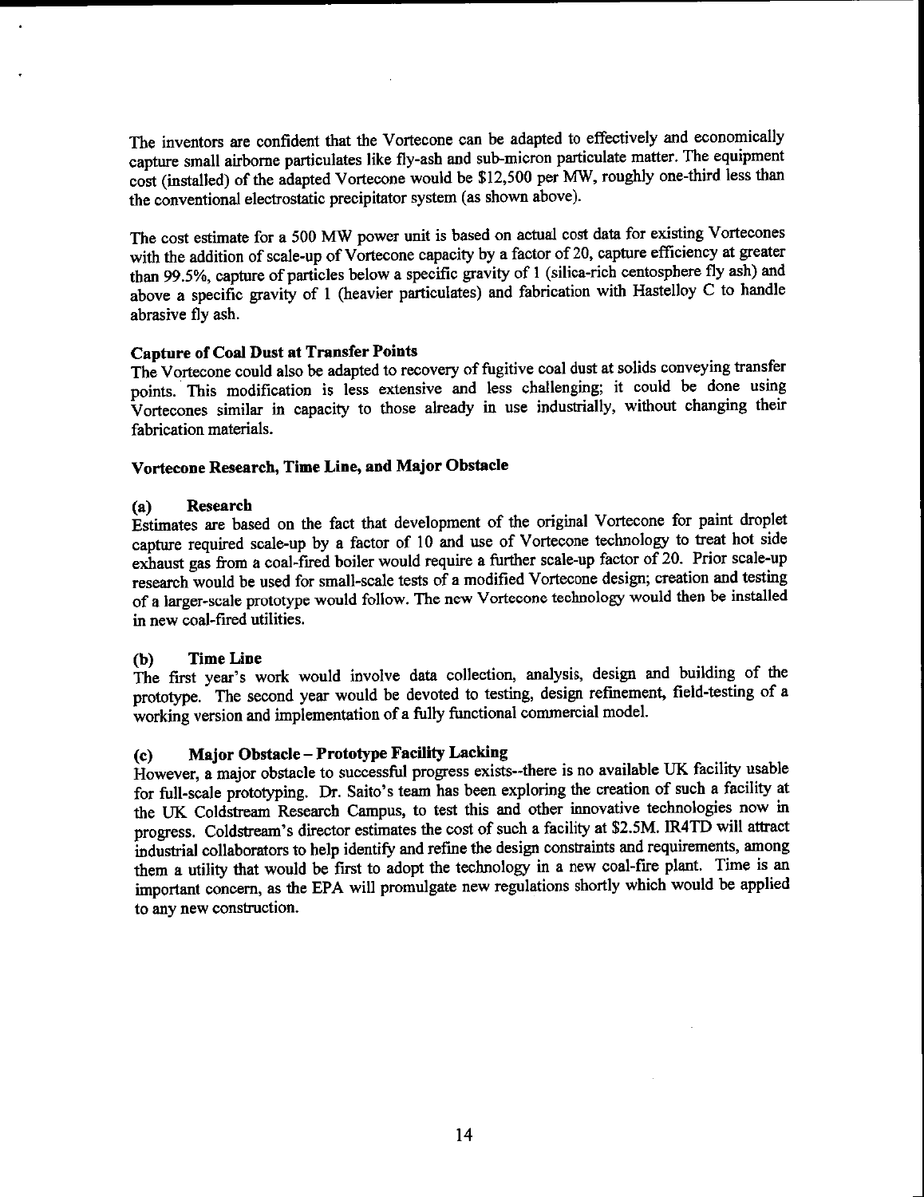The inventors are confident that the Vortecone can be adapted to effectively and economically capture small airborne particulates like fly-ash and sub-micron particulate matter. The equipment cost (installed) of the adapted Vortecone would be $12,500 per MW, roughly one-third less than the conventional electrostatic precipitator system (as shown above).

The cost estimate for a 500 MW power unit is based on actual cost data for existing Vortecones with the addition of scale-up of Vortecone capacity by a factor of 20, capture efficiency at greater than 99.5%, capture of particles below a specific gravity of 1 (silica-rich centosphere fly ash) and above a specific gravity of 1 (heavier particulates) and fabrication with Hastelloy C to handle abrasive fly ash.

**Capture of Coal Dust at Transfer Points**

The Vortecone could also be adapted to recovery of fugitive coal dust at solids conveying transfer points. This modification is less extensive and less challenging; it could be done using Vortecones similar in capacity to those already in use industrially, without changing their fabrication materials.

**Vortecone Research, Time Line, and Major Obstacle**

**(a) Research**

Estimates are based on the fact that development of the original Vortecone for paint droplet capture required scale-up by a factor of 10 and use of Vortecone technology to treat hot side exhaust gas from a coal-fired boiler would require a further scale-up factor of 20. Prior scale-up research would be used for small-scale tests of a modified Vortecone design; creation and testing of a larger-scale prototype would follow. The new Vortecone technology would then be installed in new coal-fired utilities.

**(b) Time Line**

The first year's work would involve data collection, analysis, design and building of the prototype. The second year would be devoted to testing, design refinement, field-testing of a working version and implementation of a fully functional commercial model.

**(c) Major Obstacle – Prototype Facility Lacking**

However, a major obstacle to successful progress exists--there is no available UK facility usable for full-scale prototyping. Dr. Saito's team has been exploring the creation of such a facility at the UK Coldstream Research Campus, to test this and other innovative technologies now in progress. Coldstream's director estimates the cost of such a facility at $2.5M. IR4TD will attract industrial collaborators to help identify and refine the design constraints and requirements, among them a utility that would be first to adopt the technology in a new coal-fire plant. Time is an important concern, as the EPA will promulgate new regulations shortly which would be applied to any new construction.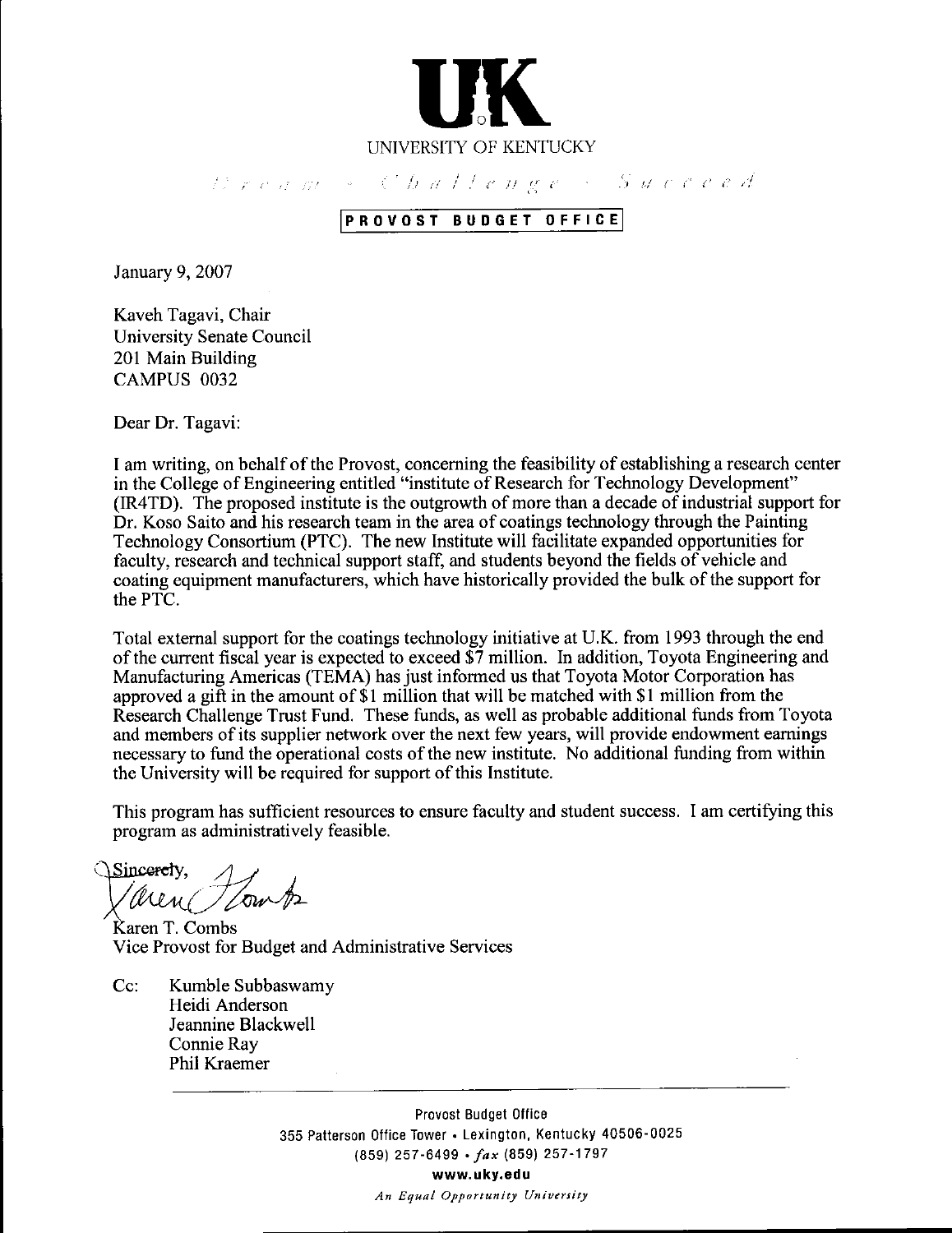UNIVERSITY OF KENTUCKY

*Dream · Challenge · Succeed*

**PROVOST BUDGET OFFICE**

January 9, 2007

Kaveh Tagavi, Chair
University Senate Council
201 Main Building
CAMPUS 0032

Dear Dr. Tagavi:

I am writing, on behalf of the Provost, concerning the feasibility of establishing a research center in the College of Engineering entitled "institute of Research for Technology Development" (IR4TD). The proposed institute is the outgrowth of more than a decade of industrial support for Dr. Koso Saito and his research team in the area of coatings technology through the Painting Technology Consortium (PTC). The new Institute will facilitate expanded opportunities for faculty, research and technical support staff, and students beyond the fields of vehicle and coating equipment manufacturers, which have historically provided the bulk of the support for the PTC.

Total external support for the coatings technology initiative at U.K. from 1993 through the end of the current fiscal year is expected to exceed $7 million. In addition, Toyota Engineering and Manufacturing Americas (TEMA) has just informed us that Toyota Motor Corporation has approved a gift in the amount of $1 million that will be matched with $1 million from the Research Challenge Trust Fund. These funds, as well as probable additional funds from Toyota and members of its supplier network over the next few years, will provide endowment earnings necessary to fund the operational costs of the new institute. No additional funding from within the University will be required for support of this Institute.

This program has sufficient resources to ensure faculty and student success. I am certifying this program as administratively feasible.

Sincerely,

Karen T. Combs
Vice Provost for Budget and Administrative Services

Cc: Kumble Subbaswamy
Heidi Anderson
Jeannine Blackwell
Connie Ray
Phil Kraemer

Provost Budget Office
355 Patterson Office Tower • Lexington, Kentucky 40506-0025
(859) 257-6499 • *fax* (859) 257-1797
**www.uky.edu**
*An Equal Opportunity University*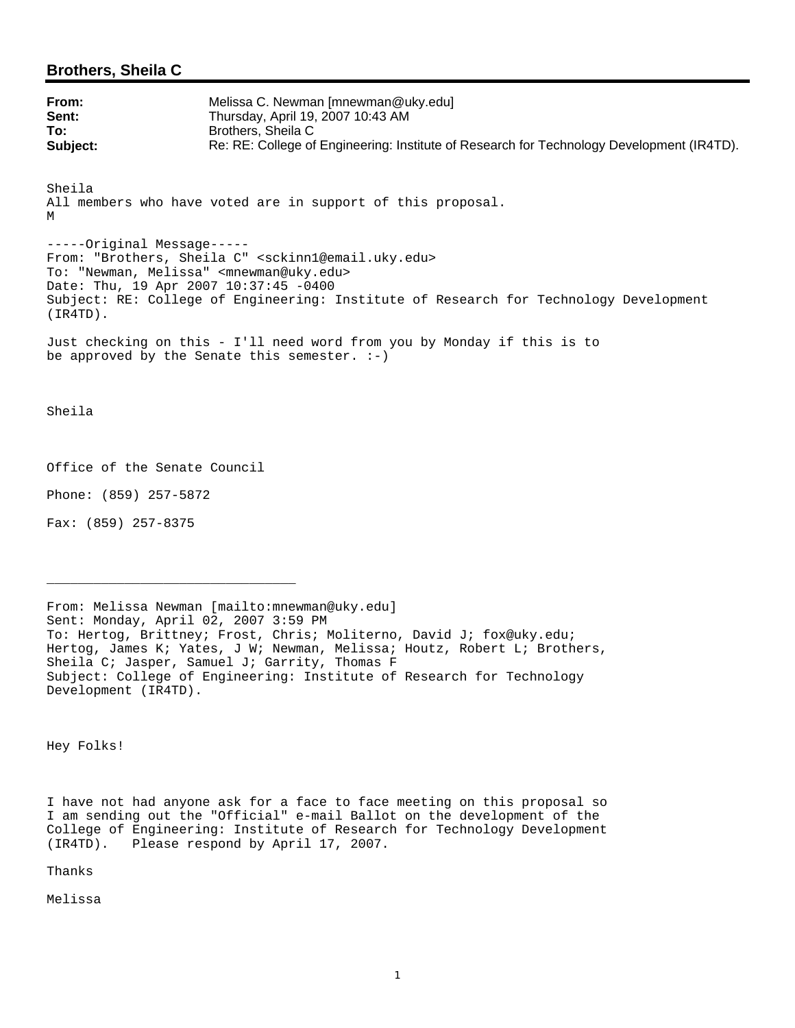## Brothers, Sheila C

**From:** Melissa C. Newman [mnewman@uky.edu]
**Sent:** Thursday, April 19, 2007 10:43 AM
**To:** Brothers, Sheila C
**Subject:** Re: RE: College of Engineering: Institute of Research for Technology Development (IR4TD).

Sheila
All members who have voted are in support of this proposal.
M

-----Original Message-----
From: "Brothers, Sheila C" <sckinn1@email.uky.edu>
To: "Newman, Melissa" <mnewman@uky.edu>
Date: Thu, 19 Apr 2007 10:37:45 -0400
Subject: RE: College of Engineering: Institute of Research for Technology Development (IR4TD).

Just checking on this - I'll need word from you by Monday if this is to be approved by the Senate this semester. :-)

Sheila

Office of the Senate Council

Phone: (859) 257-5872

Fax: (859) 257-8375

---

From: Melissa Newman [mailto:mnewman@uky.edu]
Sent: Monday, April 02, 2007 3:59 PM
To: Hertog, Brittney; Frost, Chris; Moliterno, David J; fox@uky.edu; Hertog, James K; Yates, J W; Newman, Melissa; Houtz, Robert L; Brothers, Sheila C; Jasper, Samuel J; Garrity, Thomas F
Subject: College of Engineering: Institute of Research for Technology Development (IR4TD).

Hey Folks!

I have not had anyone ask for a face to face meeting on this proposal so I am sending out the "Official" e-mail Ballot on the development of the College of Engineering: Institute of Research for Technology Development (IR4TD). Please respond by April 17, 2007.

Thanks

Melissa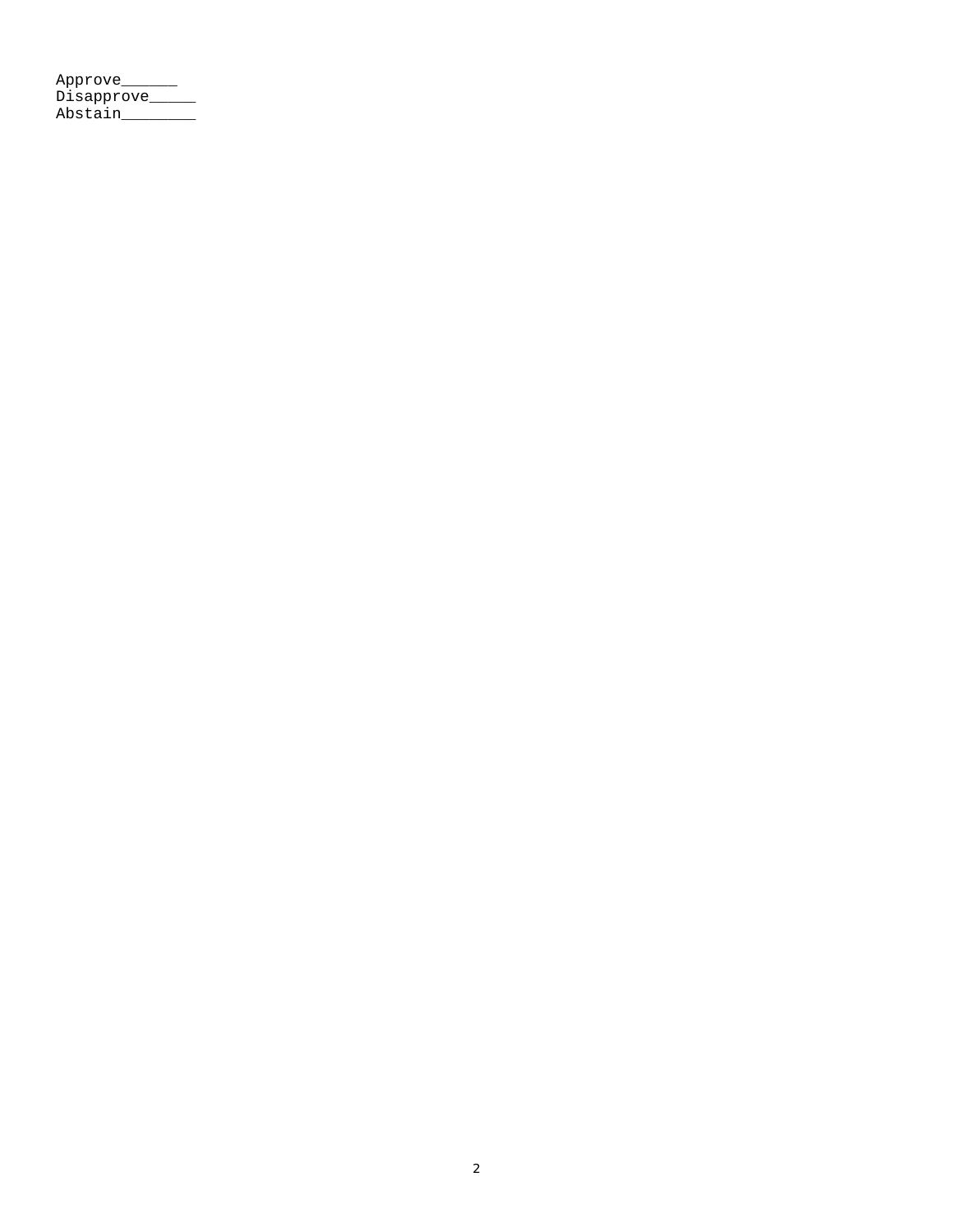Approve______
Disapprove_____
Abstain________